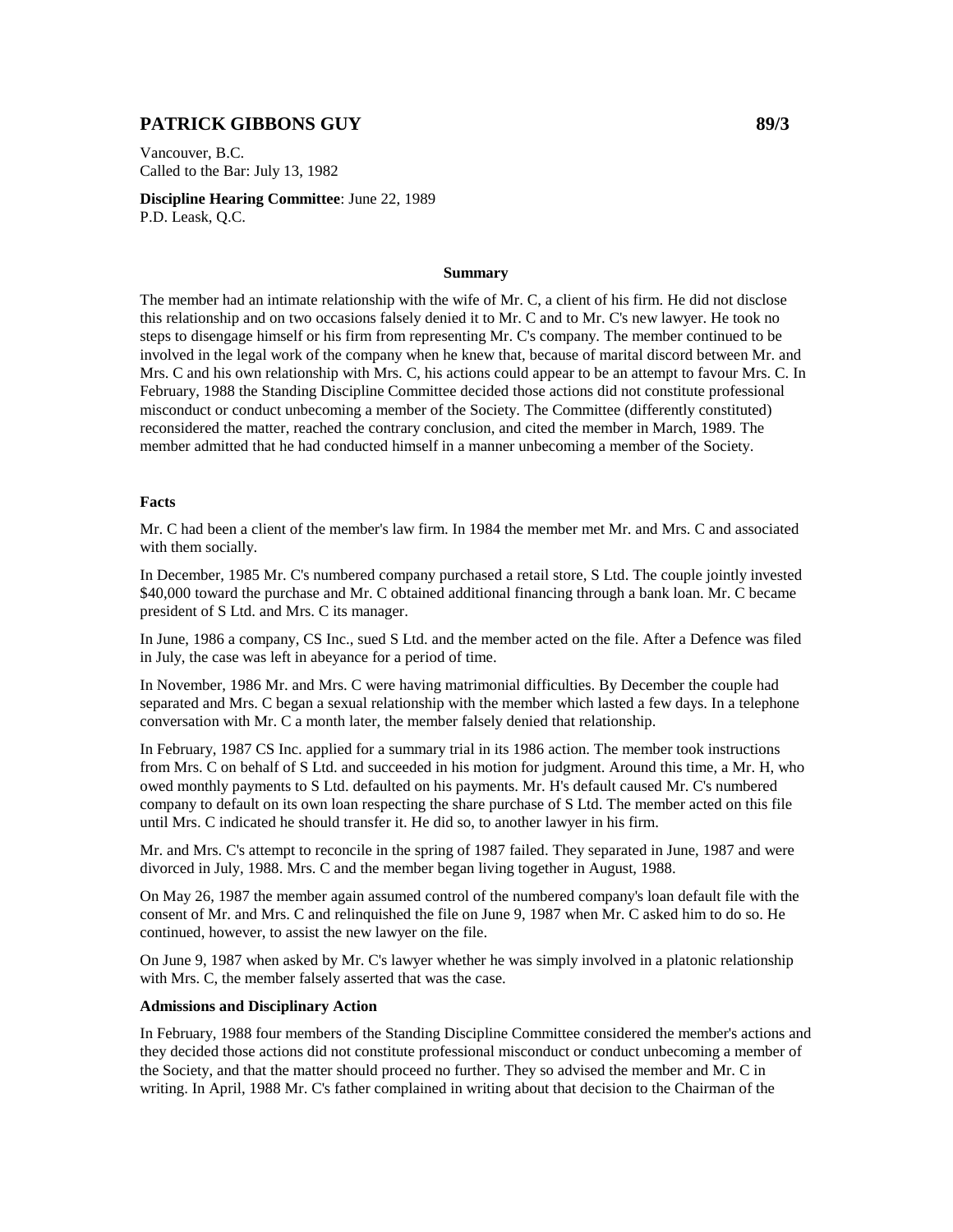## PATRICK GIBBONS GUY 89/3

Vancouver, B.C.
Called to the Bar: July 13, 1982

**Discipline Hearing Committee**: June 22, 1989
P.D. Leask, Q.C.

**Summary**

The member had an intimate relationship with the wife of Mr. C, a client of his firm. He did not disclose this relationship and on two occasions falsely denied it to Mr. C and to Mr. C's new lawyer. He took no steps to disengage himself or his firm from representing Mr. C's company. The member continued to be involved in the legal work of the company when he knew that, because of marital discord between Mr. and Mrs. C and his own relationship with Mrs. C, his actions could appear to be an attempt to favour Mrs. C. In February, 1988 the Standing Discipline Committee decided those actions did not constitute professional misconduct or conduct unbecoming a member of the Society. The Committee (differently constituted) reconsidered the matter, reached the contrary conclusion, and cited the member in March, 1989. The member admitted that he had conducted himself in a manner unbecoming a member of the Society.

**Facts**

Mr. C had been a client of the member's law firm. In 1984 the member met Mr. and Mrs. C and associated with them socially.

In December, 1985 Mr. C's numbered company purchased a retail store, S Ltd. The couple jointly invested $40,000 toward the purchase and Mr. C obtained additional financing through a bank loan. Mr. C became president of S Ltd. and Mrs. C its manager.

In June, 1986 a company, CS Inc., sued S Ltd. and the member acted on the file. After a Defence was filed in July, the case was left in abeyance for a period of time.

In November, 1986 Mr. and Mrs. C were having matrimonial difficulties. By December the couple had separated and Mrs. C began a sexual relationship with the member which lasted a few days. In a telephone conversation with Mr. C a month later, the member falsely denied that relationship.

In February, 1987 CS Inc. applied for a summary trial in its 1986 action. The member took instructions from Mrs. C on behalf of S Ltd. and succeeded in his motion for judgment. Around this time, a Mr. H, who owed monthly payments to S Ltd. defaulted on his payments. Mr. H's default caused Mr. C's numbered company to default on its own loan respecting the share purchase of S Ltd. The member acted on this file until Mrs. C indicated he should transfer it. He did so, to another lawyer in his firm.

Mr. and Mrs. C's attempt to reconcile in the spring of 1987 failed. They separated in June, 1987 and were divorced in July, 1988. Mrs. C and the member began living together in August, 1988.

On May 26, 1987 the member again assumed control of the numbered company's loan default file with the consent of Mr. and Mrs. C and relinquished the file on June 9, 1987 when Mr. C asked him to do so. He continued, however, to assist the new lawyer on the file.

On June 9, 1987 when asked by Mr. C's lawyer whether he was simply involved in a platonic relationship with Mrs. C, the member falsely asserted that was the case.

**Admissions and Disciplinary Action**

In February, 1988 four members of the Standing Discipline Committee considered the member's actions and they decided those actions did not constitute professional misconduct or conduct unbecoming a member of the Society, and that the matter should proceed no further. They so advised the member and Mr. C in writing. In April, 1988 Mr. C's father complained in writing about that decision to the Chairman of the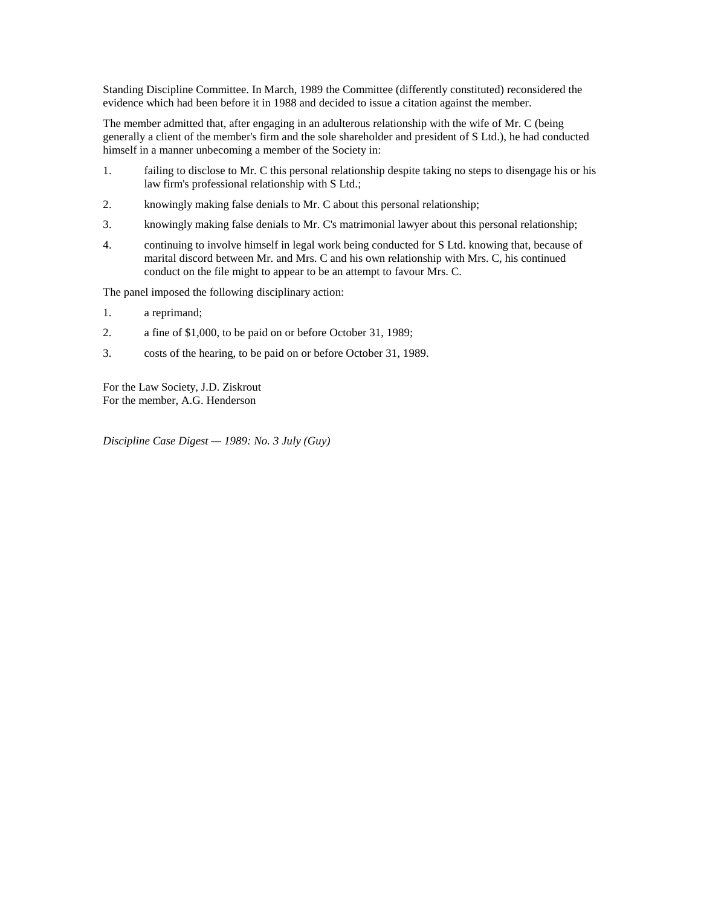Standing Discipline Committee. In March, 1989 the Committee (differently constituted) reconsidered the evidence which had been before it in 1988 and decided to issue a citation against the member.

The member admitted that, after engaging in an adulterous relationship with the wife of Mr. C (being generally a client of the member's firm and the sole shareholder and president of S Ltd.), he had conducted himself in a manner unbecoming a member of the Society in:

1. failing to disclose to Mr. C this personal relationship despite taking no steps to disengage his or his law firm's professional relationship with S Ltd.;
2. knowingly making false denials to Mr. C about this personal relationship;
3. knowingly making false denials to Mr. C's matrimonial lawyer about this personal relationship;
4. continuing to involve himself in legal work being conducted for S Ltd. knowing that, because of marital discord between Mr. and Mrs. C and his own relationship with Mrs. C, his continued conduct on the file might to appear to be an attempt to favour Mrs. C.

The panel imposed the following disciplinary action:

1. a reprimand;
2. a fine of $1,000, to be paid on or before October 31, 1989;
3. costs of the hearing, to be paid on or before October 31, 1989.

For the Law Society, J.D. Ziskrout
For the member, A.G. Henderson

*Discipline Case Digest — 1989: No. 3 July (Guy)*